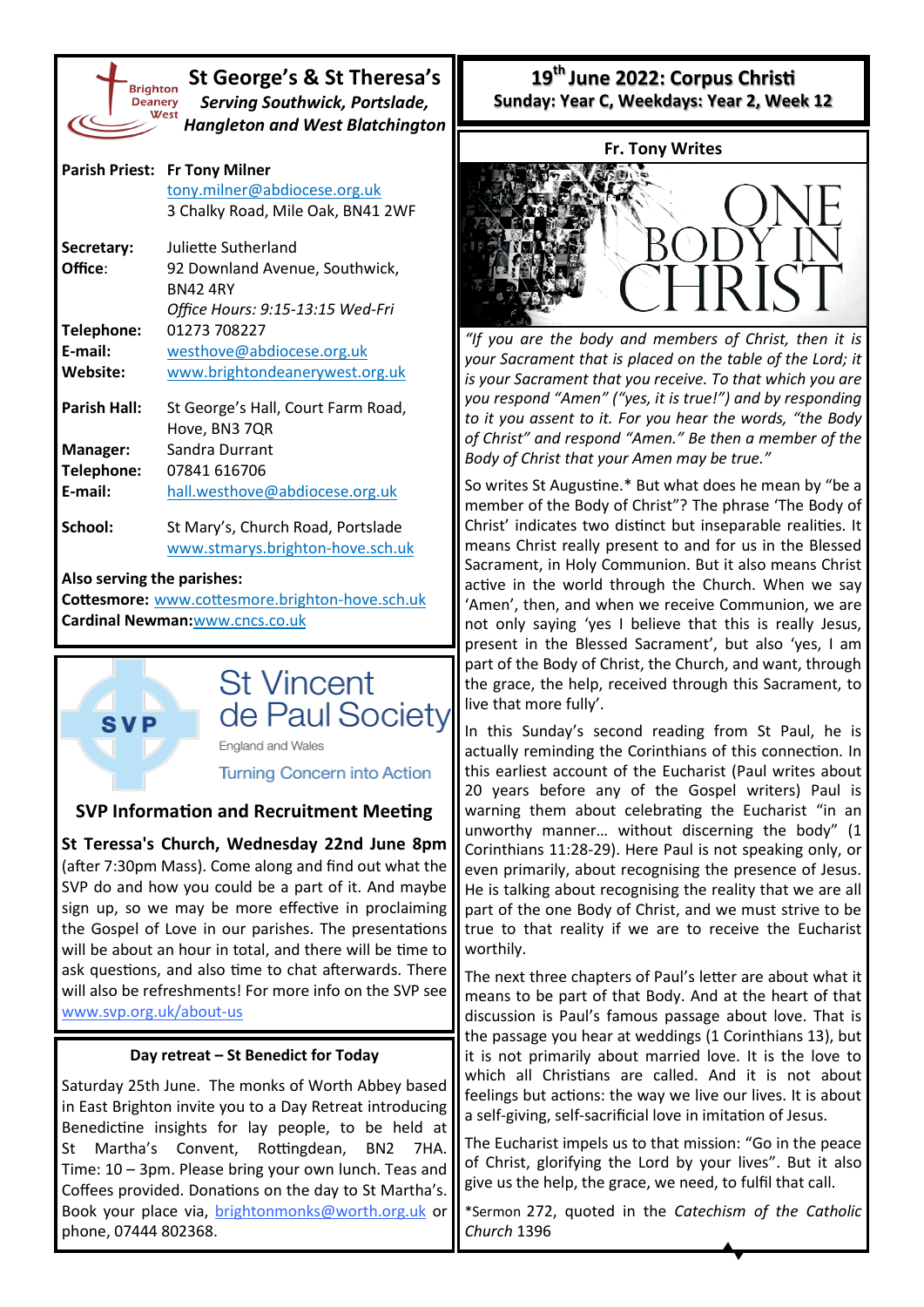# St George's & St Theresa's

***Serving Southwick, Portslade, Hangleton and West Blatchington***

Brighton Deanery West

**Parish Priest:** Fr Tony Milner
tony.milner@abdiocese.org.uk
3 Chalky Road, Mile Oak, BN41 2WF

**Secretary:** Juliette Sutherland
**Office:** 92 Downland Avenue, Southwick, BN42 4RY
*Office Hours: 9:15-13:15 Wed-Fri*
**Telephone:** 01273 708227
**E-mail:** westhove@abdiocese.org.uk
**Website:** www.brightondeanerywest.org.uk

**Parish Hall:** St George's Hall, Court Farm Road, Hove, BN3 7QR
**Manager:** Sandra Durrant
**Telephone:** 07841 616706
**E-mail:** hall.westhove@abdiocese.org.uk

**School:** St Mary's, Church Road, Portslade
www.stmarys.brighton-hove.sch.uk

**Also serving the parishes:**
**Cottesmore:** www.cottesmore.brighton-hove.sch.uk
**Cardinal Newman:** www.cncs.co.uk

St Vincent de Paul Society
England and Wales
Turning Concern into Action

## SVP Information and Recruitment Meeting

**St Teressa's Church, Wednesday 22nd June 8pm** (after 7:30pm Mass). Come along and find out what the SVP do and how you could be a part of it. And maybe sign up, so we may be more effective in proclaiming the Gospel of Love in our parishes. The presentations will be about an hour in total, and there will be time to ask questions, and also time to chat afterwards. There will also be refreshments! For more info on the SVP see www.svp.org.uk/about-us

### Day retreat – St Benedict for Today

Saturday 25th June. The monks of Worth Abbey based in East Brighton invite you to a Day Retreat introducing Benedictine insights for lay people, to be held at St Martha's Convent, Rottingdean, BN2 7HA. Time: 10 – 3pm. Please bring your own lunch. Teas and Coffees provided. Donations on the day to St Martha's. Book your place via, brightonmonks@worth.org.uk or phone, 07444 802368.

## 19th June 2022: Corpus Christi

**Sunday: Year C, Weekdays: Year 2, Week 12**

### Fr. Tony Writes

ONE BODY IN CHRIST

*"If you are the body and members of Christ, then it is your Sacrament that is placed on the table of the Lord; it is your Sacrament that you receive. To that which you are you respond "Amen" ("yes, it is true!") and by responding to it you assent to it. For you hear the words, "the Body of Christ" and respond "Amen." Be then a member of the Body of Christ that your Amen may be true."*

So writes St Augustine.* But what does he mean by "be a member of the Body of Christ"? The phrase 'The Body of Christ' indicates two distinct but inseparable realities. It means Christ really present to and for us in the Blessed Sacrament, in Holy Communion. But it also means Christ active in the world through the Church. When we say 'Amen', then, and when we receive Communion, we are not only saying 'yes I believe that this is really Jesus, present in the Blessed Sacrament', but also 'yes, I am part of the Body of Christ, the Church, and want, through the grace, the help, received through this Sacrament, to live that more fully'.

In this Sunday's second reading from St Paul, he is actually reminding the Corinthians of this connection. In this earliest account of the Eucharist (Paul writes about 20 years before any of the Gospel writers) Paul is warning them about celebrating the Eucharist "in an unworthy manner… without discerning the body" (1 Corinthians 11:28-29). Here Paul is not speaking only, or even primarily, about recognising the presence of Jesus. He is talking about recognising the reality that we are all part of the one Body of Christ, and we must strive to be true to that reality if we are to receive the Eucharist worthily.

The next three chapters of Paul's letter are about what it means to be part of that Body. And at the heart of that discussion is Paul's famous passage about love. That is the passage you hear at weddings (1 Corinthians 13), but it is not primarily about married love. It is the love to which all Christians are called. And it is not about feelings but actions: the way we live our lives. It is about a self-giving, self-sacrificial love in imitation of Jesus.

The Eucharist impels us to that mission: "Go in the peace of Christ, glorifying the Lord by your lives". But it also give us the help, the grace, we need, to fulfil that call.

*Sermon 272, quoted in the *Catechism of the Catholic Church* 1396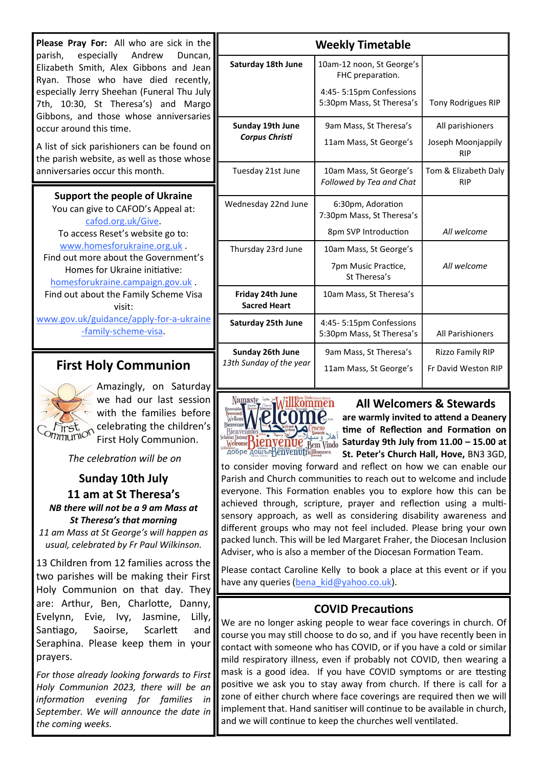**Please Pray For:** All who are sick in the parish, especially Andrew Duncan, Elizabeth Smith, Alex Gibbons and Jean Ryan. Those who have died recently, especially Jerry Sheehan (Funeral Thu July 7th, 10:30, St Theresa's) and Margo Gibbons, and those whose anniversaries occur around this time.

A list of sick parishioners can be found on the parish website, as well as those whose anniversaries occur this month.

**Support the people of Ukraine**

You can give to CAFOD's Appeal at: cafod.org.uk/Give.

To access Reset's website go to: www.homesforukraine.org.uk .

Find out more about the Government's Homes for Ukraine initiative: homesforukraine.campaign.gov.uk .

Find out about the Family Scheme Visa visit: www.gov.uk/guidance/apply-for-a-ukraine-family-scheme-visa.

## First Holy Communion

Amazingly, on Saturday we had our last session with the families before celebrating the children's First Holy Communion.

*The celebration will be on*

**Sunday 10th July**
**11 am at St Theresa's**

***NB there will not be a 9 am Mass at St Theresa's that morning***

*11 am Mass at St George's will happen as usual, celebrated by Fr Paul Wilkinson.*

13 Children from 12 families across the two parishes will be making their First Holy Communion on that day. They are: Arthur, Ben, Charlotte, Danny, Evelynn, Evie, Ivy, Jasmine, Lilly, Santiago, Saoirse, Scarlett and Seraphina. Please keep them in your prayers.

*For those already looking forwards to First Holy Communion 2023, there will be an information evening for families in September. We will announce the date in the coming weeks.*

## Weekly Timetable

| | | |
|---|---|---|
| **Saturday 18th June** | 10am-12 noon, St George's FHC preparation.<br>4:45- 5:15pm Confessions<br>5:30pm Mass, St Theresa's | Tony Rodrigues RIP |
| **Sunday 19th June** *Corpus Christi* | 9am Mass, St Theresa's<br>11am Mass, St George's | All parishioners<br>Joseph Moonjappily RIP |
| Tuesday 21st June | 10am Mass, St George's<br>*Followed by Tea and Chat* | Tom & Elizabeth Daly RIP |
| Wednesday 22nd June | 6:30pm, Adoration<br>7:30pm Mass, St Theresa's<br>8pm SVP Introduction | *All welcome* |
| Thursday 23rd June | 10am Mass, St George's<br>7pm Music Practice, St Theresa's | *All welcome* |
| **Friday 24th June Sacred Heart** | 10am Mass, St Theresa's | |
| **Saturday 25th June** | 4:45- 5:15pm Confessions<br>5:30pm Mass, St Theresa's | All Parishioners |
| **Sunday 26th June** *13th Sunday of the year* | 9am Mass, St Theresa's<br>11am Mass, St George's | Rizzo Family RIP<br>Fr David Weston RIP |

## All Welcomers & Stewards

**are warmly invited to attend a Deanery time of Reflection and Formation on Saturday 9th July from 11.00 – 15.00 at St. Peter's Church Hall, Hove,** BN3 3GD, to consider moving forward and reflect on how we can enable our Parish and Church communities to reach out to welcome and include everyone. This Formation enables you to explore how this can be achieved through, scripture, prayer and reflection using a multi-sensory approach, as well as considering disability awareness and different groups who may not feel included. Please bring your own packed lunch. This will be led Margaret Fraher, the Diocesan Inclusion Adviser, who is also a member of the Diocesan Formation Team.

Please contact Caroline Kelly to book a place at this event or if you have any queries (bena_kid@yahoo.co.uk).

## COVID Precautions

We are no longer asking people to wear face coverings in church. Of course you may still choose to do so, and if you have recently been in contact with someone who has COVID, or if you have a cold or similar mild respiratory illness, even if probably not COVID, then wearing a mask is a good idea. If you have COVID symptoms or are ttesting positive we ask you to stay away from church. If there is call for a zone of either church where face coverings are required then we will implement that. Hand sanitiser will continue to be available in church, and we will continue to keep the churches well ventilated.